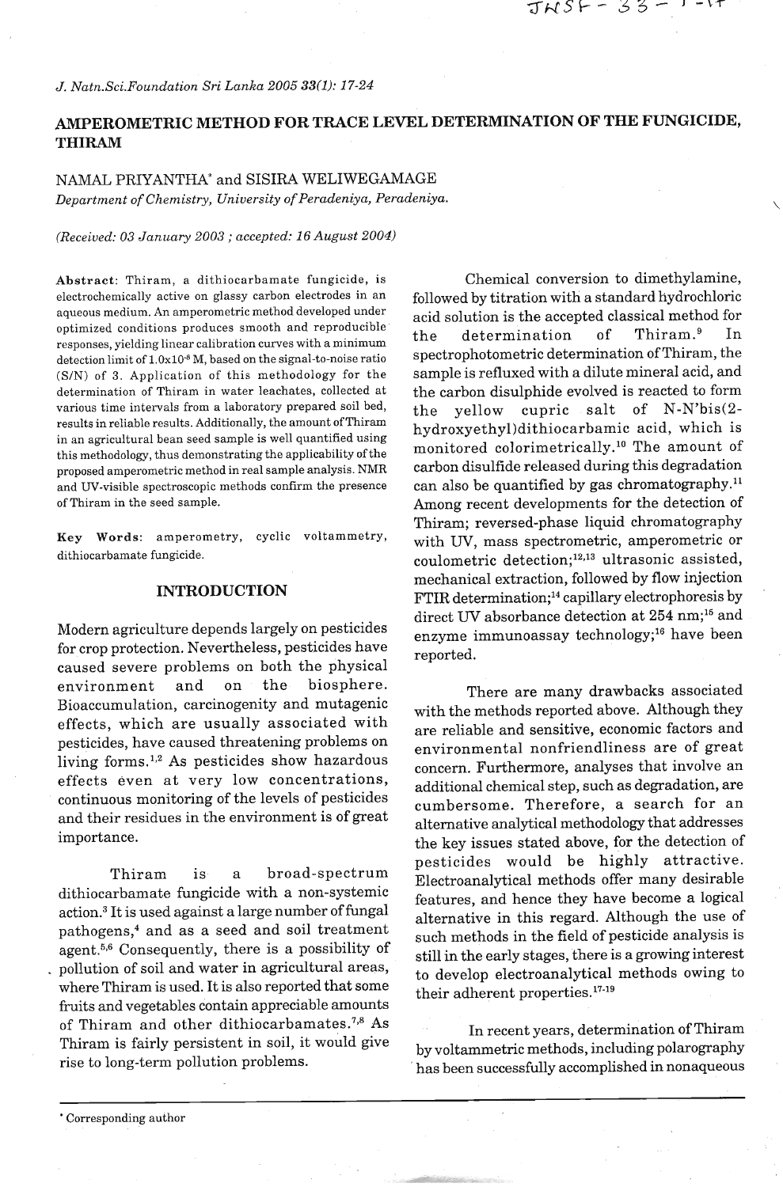# AMPEROMETRIC METHOD FOR TRACE LEVEL DETERMINATION OF THE FUNGICIDE, THIRAM

NAMAL PRIYANTHA* and SISIRA WELIWEGAMAGE

*Department of Chemistry, University of Peradeniya, Peradeniya.*

*(Received: 03 January 2003 ; accepted: 16 August 2004)*

**Abstract**: Thiram, a dithiocarbamate fungicide, is electrochemically active on glassy carbon electrodes in an aqueous medium. An amperometric method developed under optimized conditions produces smooth and reproducible responses, yielding linear calibration curves with a minimum detection limit of $1.0 \times 10^{-8}$ M, based on the signal-to-noise ratio (S/N) of 3. Application of this methodology for the determination of Thiram in water leachates, collected at various time intervals from a laboratory prepared soil bed, results in reliable results. Additionally, the amount of Thiram in an agricultural bean seed sample is well quantified using this methodology, thus demonstrating the applicability of the proposed amperometric method in real sample analysis. NMR and UV-visible spectroscopic methods confirm the presence of Thiram in the seed sample.

**Key Words**: amperometry, cyclic voltammetry, dithiocarbamate fungicide.

## INTRODUCTION

Modern agriculture depends largely on pesticides for crop protection. Nevertheless, pesticides have caused severe problems on both the physical environment and on the biosphere. Bioaccumulation, carcinogenity and mutagenic effects, which are usually associated with pesticides, have caused threatening problems on living forms.[1,2] As pesticides show hazardous effects even at very low concentrations, continuous monitoring of the levels of pesticides and their residues in the environment is of great importance.

Thiram is a broad-spectrum dithiocarbamate fungicide with a non-systemic action.[3] It is used against a large number of fungal pathogens,[4] and as a seed and soil treatment agent.[5,6] Consequently, there is a possibility of pollution of soil and water in agricultural areas, where Thiram is used. It is also reported that some fruits and vegetables contain appreciable amounts of Thiram and other dithiocarbamates.[7,8] As Thiram is fairly persistent in soil, it would give rise to long-term pollution problems.

Chemical conversion to dimethylamine, followed by titration with a standard hydrochloric acid solution is the accepted classical method for the determination of Thiram.[9] In spectrophotometric determination of Thiram, the sample is refluxed with a dilute mineral acid, and the carbon disulphide evolved is reacted to form the yellow cupric salt of N-N'bis(2-hydroxyethyl)dithiocarbamic acid, which is monitored colorimetrically.[10] The amount of carbon disulfide released during this degradation can also be quantified by gas chromatography.[11] Among recent developments for the detection of Thiram; reversed-phase liquid chromatography with UV, mass spectrometric, amperometric or coulometric detection;[12,13] ultrasonic assisted, mechanical extraction, followed by flow injection FTIR determination;[14] capillary electrophoresis by direct UV absorbance detection at 254 nm;[15] and enzyme immunoassay technology;[16] have been reported.

There are many drawbacks associated with the methods reported above. Although they are reliable and sensitive, economic factors and environmental nonfriendliness are of great concern. Furthermore, analyses that involve an additional chemical step, such as degradation, are cumbersome. Therefore, a search for an alternative analytical methodology that addresses the key issues stated above, for the detection of pesticides would be highly attractive. Electroanalytical methods offer many desirable features, and hence they have become a logical alternative in this regard. Although the use of such methods in the field of pesticide analysis is still in the early stages, there is a growing interest to develop electroanalytical methods owing to their adherent properties.[17-19]

In recent years, determination of Thiram by voltammetric methods, including polarography has been successfully accomplished in nonaqueous

* Corresponding author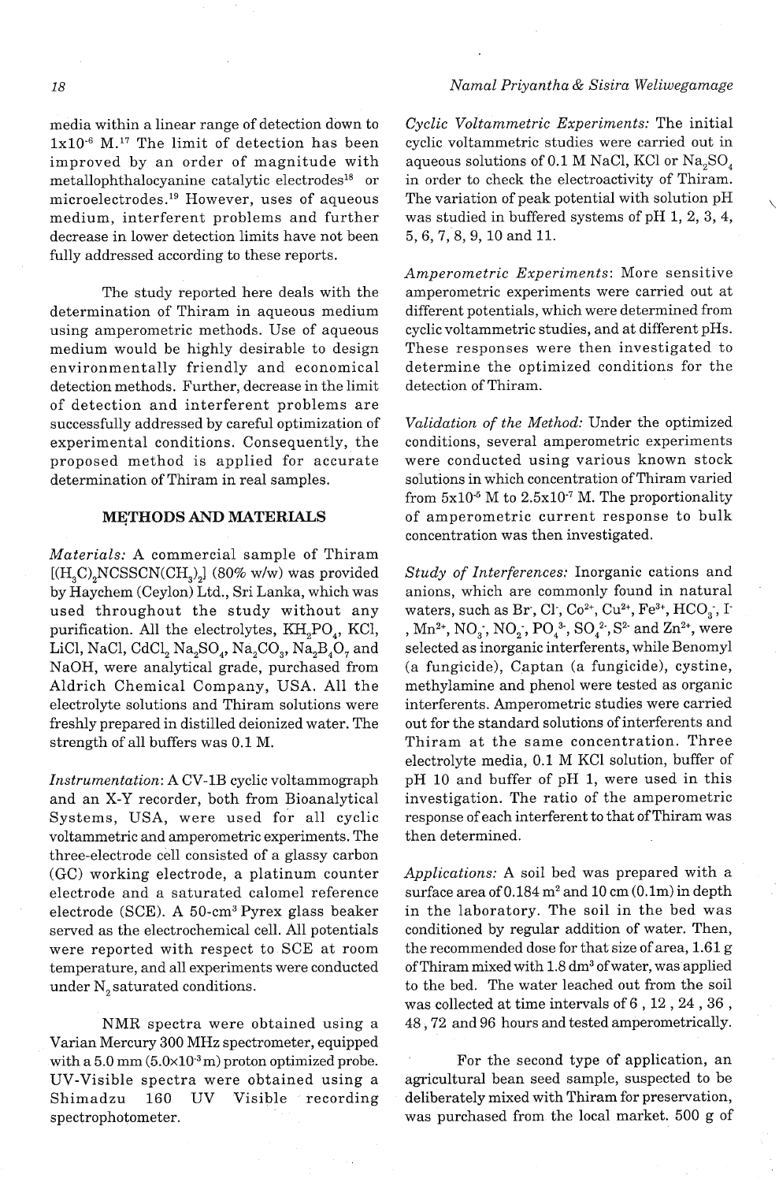media within a linear range of detection down to $1 \times 10^{-6}$ M.[17] The limit of detection has been improved by an order of magnitude with metallophthalocyanine catalytic electrodes[18] or microelectrodes.[19] However, uses of aqueous medium, interferent problems and further decrease in lower detection limits have not been fully addressed according to these reports.

The study reported here deals with the determination of Thiram in aqueous medium using amperometric methods. Use of aqueous medium would be highly desirable to design environmentally friendly and economical detection methods. Further, decrease in the limit of detection and interferent problems are successfully addressed by careful optimization of experimental conditions. Consequently, the proposed method is applied for accurate determination of Thiram in real samples.

## METHODS AND MATERIALS

*Materials:* A commercial sample of Thiram $[(H_3C)_2NCSSCN(CH_3)_2]$ (80% w/w) was provided by Haychem (Ceylon) Ltd., Sri Lanka, which was used throughout the study without any purification. All the electrolytes, $KH_2PO_4$, KCl, LiCl, NaCl, $CdCl_2$, $Na_2SO_4$, $Na_2CO_3$, $Na_2B_4O_7$ and NaOH, were analytical grade, purchased from Aldrich Chemical Company, USA. All the electrolyte solutions and Thiram solutions were freshly prepared in distilled deionized water. The strength of all buffers was 0.1 M.

*Instrumentation:* A CV-1B cyclic voltammograph and an X-Y recorder, both from Bioanalytical Systems, USA, were used for all cyclic voltammetric and amperometric experiments. The three-electrode cell consisted of a glassy carbon (GC) working electrode, a platinum counter electrode and a saturated calomel reference electrode (SCE). A 50-$cm^3$ Pyrex glass beaker served as the electrochemical cell. All potentials were reported with respect to SCE at room temperature, and all experiments were conducted under $N_2$ saturated conditions.

NMR spectra were obtained using a Varian Mercury 300 MHz spectrometer, equipped with a 5.0 mm ($5.0 \times 10^{-3}$ m) proton optimized probe. UV-Visible spectra were obtained using a Shimadzu 160 UV Visible recording spectrophotometer.

*Cyclic Voltammetric Experiments:* The initial cyclic voltammetric studies were carried out in aqueous solutions of 0.1 M NaCl, KCl or $Na_2SO_4$ in order to check the electroactivity of Thiram. The variation of peak potential with solution pH was studied in buffered systems of pH 1, 2, 3, 4, 5, 6, 7, 8, 9, 10 and 11.

*Amperometric Experiments:* More sensitive amperometric experiments were carried out at different potentials, which were determined from cyclic voltammetric studies, and at different pHs. These responses were then investigated to determine the optimized conditions for the detection of Thiram.

*Validation of the Method:* Under the optimized conditions, several amperometric experiments were conducted using various known stock solutions in which concentration of Thiram varied from $5 \times 10^{-5}$ M to $2.5 \times 10^{-7}$ M. The proportionality of amperometric current response to bulk concentration was then investigated.

*Study of Interferences:* Inorganic cations and anions, which are commonly found in natural waters, such as $Br^-$, $Cl^-$, $Co^{2+}$, $Cu^{2+}$, $Fe^{3+}$, $HCO_3^-$, $I^-$, $Mn^{2+}$, $NO_3^-$, $NO_2^-$, $PO_4^{3-}$, $SO_4^{2-}$, $S^{2-}$ and $Zn^{2+}$, were selected as inorganic interferents, while Benomyl (a fungicide), Captan (a fungicide), cystine, methylamine and phenol were tested as organic interferents. Amperometric studies were carried out for the standard solutions of interferents and Thiram at the same concentration. Three electrolyte media, 0.1 M KCl solution, buffer of pH 10 and buffer of pH 1, were used in this investigation. The ratio of the amperometric response of each interferent to that of Thiram was then determined.

*Applications:* A soil bed was prepared with a surface area of 0.184 $m^2$ and 10 cm (0.1m) in depth in the laboratory. The soil in the bed was conditioned by regular addition of water. Then, the recommended dose for that size of area, 1.61 g of Thiram mixed with 1.8 $dm^3$ of water, was applied to the bed. The water leached out from the soil was collected at time intervals of 6, 12, 24, 36, 48, 72 and 96 hours and tested amperometrically.

For the second type of application, an agricultural bean seed sample, suspected to be deliberately mixed with Thiram for preservation, was purchased from the local market. 500 g of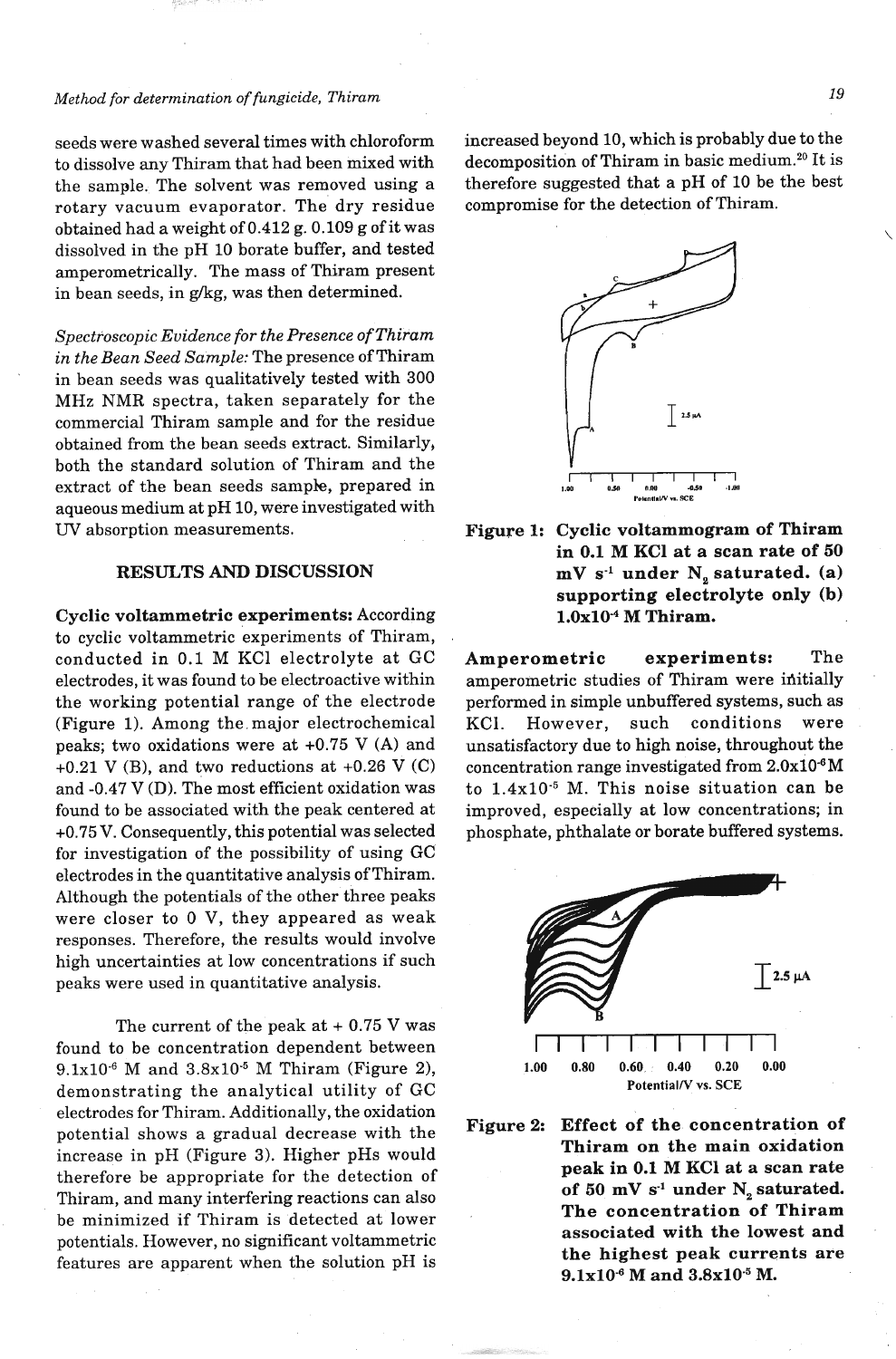seeds were washed several times with chloroform to dissolve any Thiram that had been mixed with the sample. The solvent was removed using a rotary vacuum evaporator. The dry residue obtained had a weight of 0.412 g. 0.109 g of it was dissolved in the pH 10 borate buffer, and tested amperometrically. The mass of Thiram present in bean seeds, in g/kg, was then determined.

*Spectroscopic Evidence for the Presence of Thiram in the Bean Seed Sample:* The presence of Thiram in bean seeds was qualitatively tested with 300 MHz NMR spectra, taken separately for the commercial Thiram sample and for the residue obtained from the bean seeds extract. Similarly, both the standard solution of Thiram and the extract of the bean seeds sample, prepared in aqueous medium at pH 10, were investigated with UV absorption measurements.

## RESULTS AND DISCUSSION

**Cyclic voltammetric experiments:** According to cyclic voltammetric experiments of Thiram, conducted in 0.1 M KCl electrolyte at GC electrodes, it was found to be electroactive within the working potential range of the electrode (Figure 1). Among the major electrochemical peaks; two oxidations were at +0.75 V (A) and +0.21 V (B), and two reductions at +0.26 V (C) and -0.47 V (D). The most efficient oxidation was found to be associated with the peak centered at +0.75 V. Consequently, this potential was selected for investigation of the possibility of using GC electrodes in the quantitative analysis of Thiram. Although the potentials of the other three peaks were closer to 0 V, they appeared as weak responses. Therefore, the results would involve high uncertainties at low concentrations if such peaks were used in quantitative analysis.

The current of the peak at + 0.75 V was found to be concentration dependent between $9.1\times10^{-6}$ M and $3.8\times10^{-5}$ M Thiram (Figure 2), demonstrating the analytical utility of GC electrodes for Thiram. Additionally, the oxidation potential shows a gradual decrease with the increase in pH (Figure 3). Higher pHs would therefore be appropriate for the detection of Thiram, and many interfering reactions can also be minimized if Thiram is detected at lower potentials. However, no significant voltammetric features are apparent when the solution pH is increased beyond 10, which is probably due to the decomposition of Thiram in basic medium.[20] It is therefore suggested that a pH of 10 be the best compromise for the detection of Thiram.

**Figure 1: Cyclic voltammogram of Thiram in 0.1 M KCl at a scan rate of 50 mV $s^{-1}$ under $N_2$ saturated. (a) supporting electrolyte only (b) $1.0\times10^{-4}$ M Thiram.**

**Amperometric experiments:** The amperometric studies of Thiram were initially performed in simple unbuffered systems, such as KCl. However, such conditions were unsatisfactory due to high noise, throughout the concentration range investigated from $2.0\times10^{-6}$ M to $1.4\times10^{-5}$ M. This noise situation can be improved, especially at low concentrations; in phosphate, phthalate or borate buffered systems.

**Figure 2: Effect of the concentration of Thiram on the main oxidation peak in 0.1 M KCl at a scan rate of 50 mV $s^{-1}$ under $N_2$ saturated. The concentration of Thiram associated with the lowest and the highest peak currents are $9.1\times10^{-6}$ M and $3.8\times10^{-5}$ M.**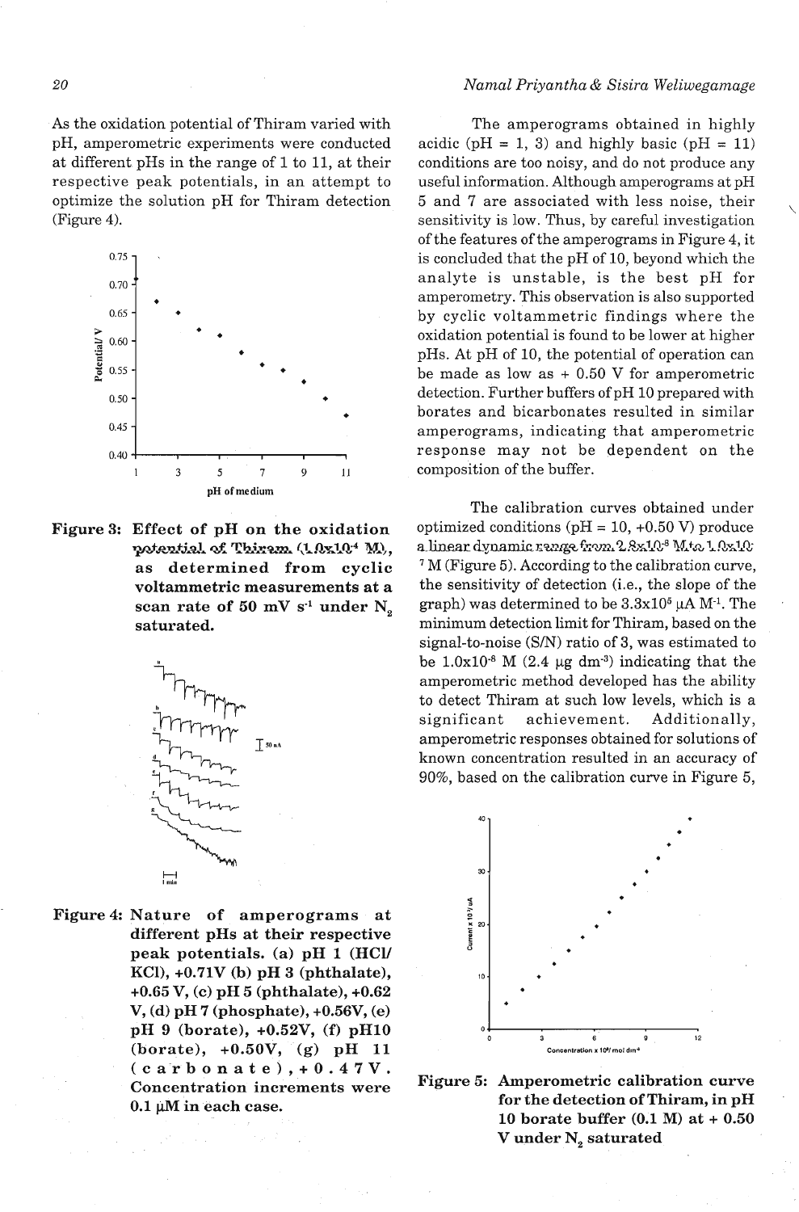As the oxidation potential of Thiram varied with pH, amperometric experiments were conducted at different pHs in the range of 1 to 11, at their respective peak potentials, in an attempt to optimize the solution pH for Thiram detection (Figure 4).

**Figure 3: Effect of pH on the oxidation potential of Thiram ($1.0 \times 10^{-4}$ M), as determined from cyclic voltammetric measurements at a scan rate of 50 mV $s^{-1}$ under $N_2$ saturated.**

**Figure 4: Nature of amperograms at different pHs at their respective peak potentials. (a) pH 1 (HCl/KCl), +0.71V (b) pH 3 (phthalate), +0.65 V, (c) pH 5 (phthalate), +0.62 V, (d) pH 7 (phosphate), +0.56V, (e) pH 9 (borate), +0.52V, (f) pH10 (borate), +0.50V, (g) pH 11 (carbonate), +0.47V. Concentration increments were 0.1 μM in each case.**

The amperograms obtained in highly acidic (pH = 1, 3) and highly basic (pH = 11) conditions are too noisy, and do not produce any useful information. Although amperograms at pH 5 and 7 are associated with less noise, their sensitivity is low. Thus, by careful investigation of the features of the amperograms in Figure 4, it is concluded that the pH of 10, beyond which the analyte is unstable, is the best pH for amperometry. This observation is also supported by cyclic voltammetric findings where the oxidation potential is found to be lower at higher pHs. At pH of 10, the potential of operation can be made as low as + 0.50 V for amperometric detection. Further buffers of pH 10 prepared with borates and bicarbonates resulted in similar amperograms, indicating that amperometric response may not be dependent on the composition of the buffer.

The calibration curves obtained under optimized conditions (pH = 10, +0.50 V) produce a linear dynamic range from $2.8 \times 10^{-8}$ M to $1.0 \times 10^{-7}$ M (Figure 5). According to the calibration curve, the sensitivity of detection (i.e., the slope of the graph) was determined to be $3.3 \times 10^{5}$ μA $M^{-1}$. The minimum detection limit for Thiram, based on the signal-to-noise (S/N) ratio of 3, was estimated to be $1.0 \times 10^{-8}$ M (2.4 μg $dm^{-3}$) indicating that the amperometric method developed has the ability to detect Thiram at such low levels, which is a significant achievement. Additionally, amperometric responses obtained for solutions of known concentration resulted in an accuracy of 90%, based on the calibration curve in Figure 5,

**Figure 5: Amperometric calibration curve for the detection of Thiram, in pH 10 borate buffer (0.1 M) at + 0.50 V under $N_2$ saturated**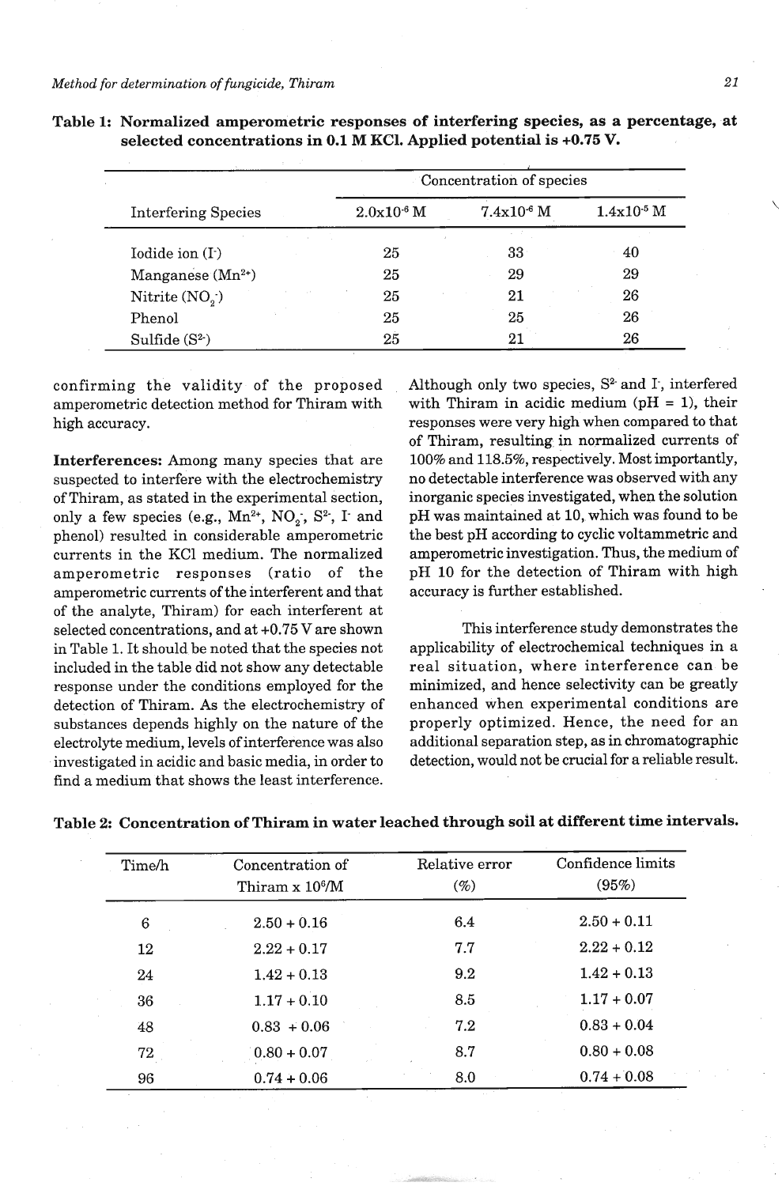**Table 1: Normalized amperometric responses of interfering species, as a percentage, at selected concentrations in 0.1 M KCl. Applied potential is +0.75 V.**

| Interfering Species | Concentration of species | | |
|---|---|---|---|
| | $2.0 \times 10^{-6}$ M | $7.4 \times 10^{-6}$ M | $1.4 \times 10^{-5}$ M |
| Iodide ion ($I^-$) | 25 | 33 | 40 |
| Manganese ($Mn^{2+}$) | 25 | 29 | 29 |
| Nitrite ($NO_2^-$) | 25 | 21 | 26 |
| Phenol | 25 | 25 | 26 |
| Sulfide ($S^{2-}$) | 25 | 21 | 26 |

confirming the validity of the proposed amperometric detection method for Thiram with high accuracy.

**Interferences:** Among many species that are suspected to interfere with the electrochemistry of Thiram, as stated in the experimental section, only a few species (e.g., $Mn^{2+}$, $NO_2^-$, $S^{2-}$, $I^-$ and phenol) resulted in considerable amperometric currents in the KCl medium. The normalized amperometric responses (ratio of the amperometric currents of the interferent and that of the analyte, Thiram) for each interferent at selected concentrations, and at +0.75 V are shown in Table 1. It should be noted that the species not included in the table did not show any detectable response under the conditions employed for the detection of Thiram. As the electrochemistry of substances depends highly on the nature of the electrolyte medium, levels of interference was also investigated in acidic and basic media, in order to find a medium that shows the least interference.

Although only two species, $S^{2-}$ and $I^-$, interfered with Thiram in acidic medium (pH = 1), their responses were very high when compared to that of Thiram, resulting in normalized currents of 100% and 118.5%, respectively. Most importantly, no detectable interference was observed with any inorganic species investigated, when the solution pH was maintained at 10, which was found to be the best pH according to cyclic voltammetric and amperometric investigation. Thus, the medium of pH 10 for the detection of Thiram with high accuracy is further established.

This interference study demonstrates the applicability of electrochemical techniques in a real situation, where interference can be minimized, and hence selectivity can be greatly enhanced when experimental conditions are properly optimized. Hence, the need for an additional separation step, as in chromatographic detection, would not be crucial for a reliable result.

**Table 2: Concentration of Thiram in water leached through soil at different time intervals.**

| Time/h | Concentration of Thiram x $10^6$/M | Relative error (%) | Confidence limits (95%) |
|---|---|---|---|
| 6 | 2.50 + 0.16 | 6.4 | 2.50 + 0.11 |
| 12 | 2.22 + 0.17 | 7.7 | 2.22 + 0.12 |
| 24 | 1.42 + 0.13 | 9.2 | 1.42 + 0.13 |
| 36 | 1.17 + 0.10 | 8.5 | 1.17 + 0.07 |
| 48 | 0.83 + 0.06 | 7.2 | 0.83 + 0.04 |
| 72 | 0.80 + 0.07 | 8.7 | 0.80 + 0.08 |
| 96 | 0.74 + 0.06 | 8.0 | 0.74 + 0.08 |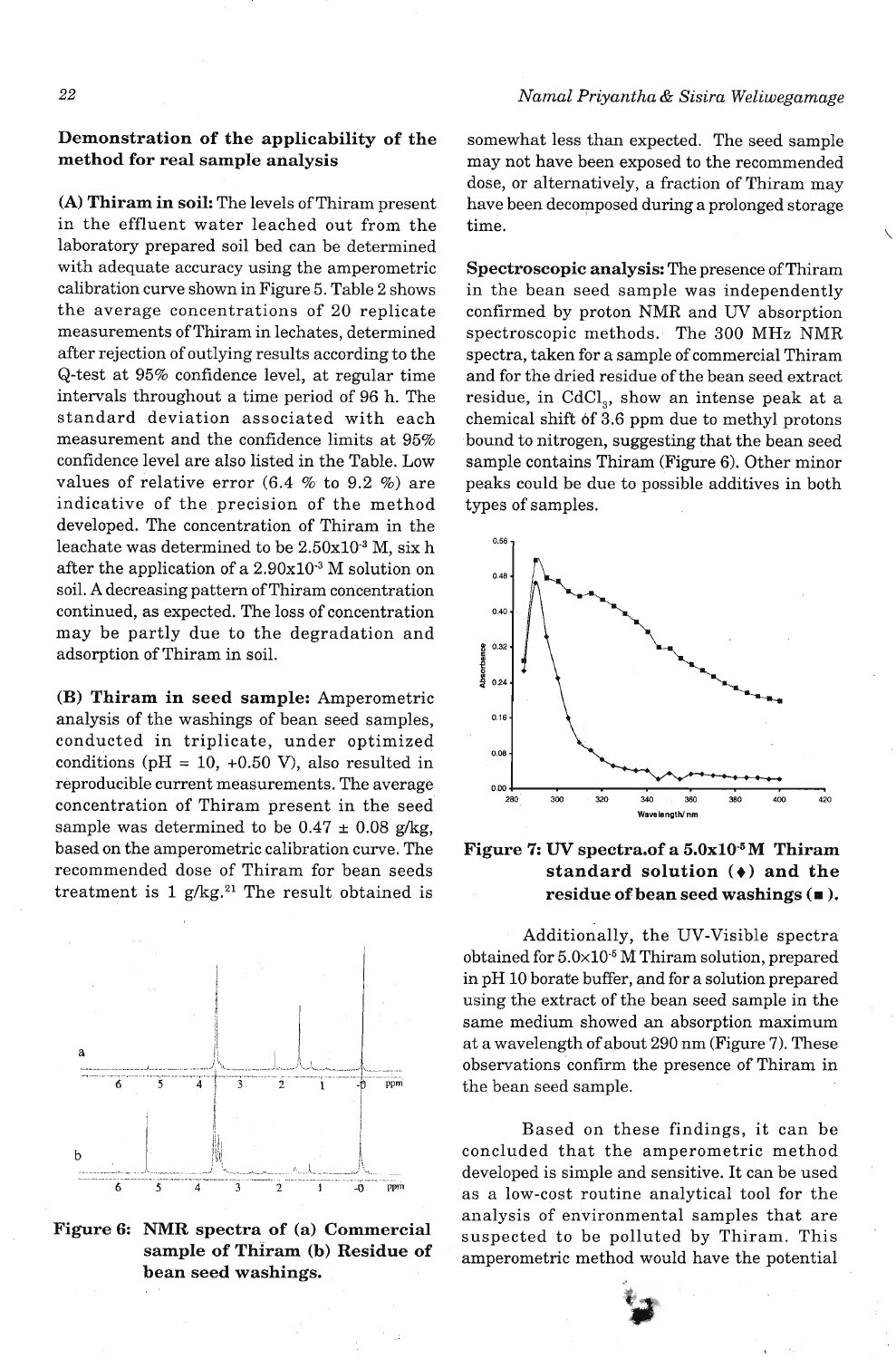### Demonstration of the applicability of the method for real sample analysis

**(A) Thiram in soil:** The levels of Thiram present in the effluent water leached out from the laboratory prepared soil bed can be determined with adequate accuracy using the amperometric calibration curve shown in Figure 5. Table 2 shows the average concentrations of 20 replicate measurements of Thiram in lechates, determined after rejection of outlying results according to the Q-test at 95% confidence level, at regular time intervals throughout a time period of 96 h. The standard deviation associated with each measurement and the confidence limits at 95% confidence level are also listed in the Table. Low values of relative error (6.4 % to 9.2 %) are indicative of the precision of the method developed. The concentration of Thiram in the leachate was determined to be $2.50\times10^{-3}$ M, six h after the application of a $2.90\times10^{-3}$ M solution on soil. A decreasing pattern of Thiram concentration continued, as expected. The loss of concentration may be partly due to the degradation and adsorption of Thiram in soil.

**(B) Thiram in seed sample:** Amperometric analysis of the washings of bean seed samples, conducted in triplicate, under optimized conditions (pH = 10, +0.50 V), also resulted in reproducible current measurements. The average concentration of Thiram present in the seed sample was determined to be 0.47 ± 0.08 g/kg, based on the amperometric calibration curve. The recommended dose of Thiram for bean seeds treatment is 1 g/kg.[21] The result obtained is somewhat less than expected. The seed sample may not have been exposed to the recommended dose, or alternatively, a fraction of Thiram may have been decomposed during a prolonged storage time.

**Figure 6: NMR spectra of (a) Commercial sample of Thiram (b) Residue of bean seed washings.**

**Spectroscopic analysis:** The presence of Thiram in the bean seed sample was independently confirmed by proton NMR and UV absorption spectroscopic methods. The 300 MHz NMR spectra, taken for a sample of commercial Thiram and for the dried residue of the bean seed extract residue, in $CdCl_3$, show an intense peak at a chemical shift of 3.6 ppm due to methyl protons bound to nitrogen, suggesting that the bean seed sample contains Thiram (Figure 6). Other minor peaks could be due to possible additives in both types of samples.

**Figure 7: UV spectra of a $5.0\times10^{-5}$ M Thiram standard solution (♦) and the residue of bean seed washings (■).**

Additionally, the UV-Visible spectra obtained for $5.0\times10^{-5}$ M Thiram solution, prepared in pH 10 borate buffer, and for a solution prepared using the extract of the bean seed sample in the same medium showed an absorption maximum at a wavelength of about 290 nm (Figure 7). These observations confirm the presence of Thiram in the bean seed sample.

Based on these findings, it can be concluded that the amperometric method developed is simple and sensitive. It can be used as a low-cost routine analytical tool for the analysis of environmental samples that are suspected to be polluted by Thiram. This amperometric method would have the potential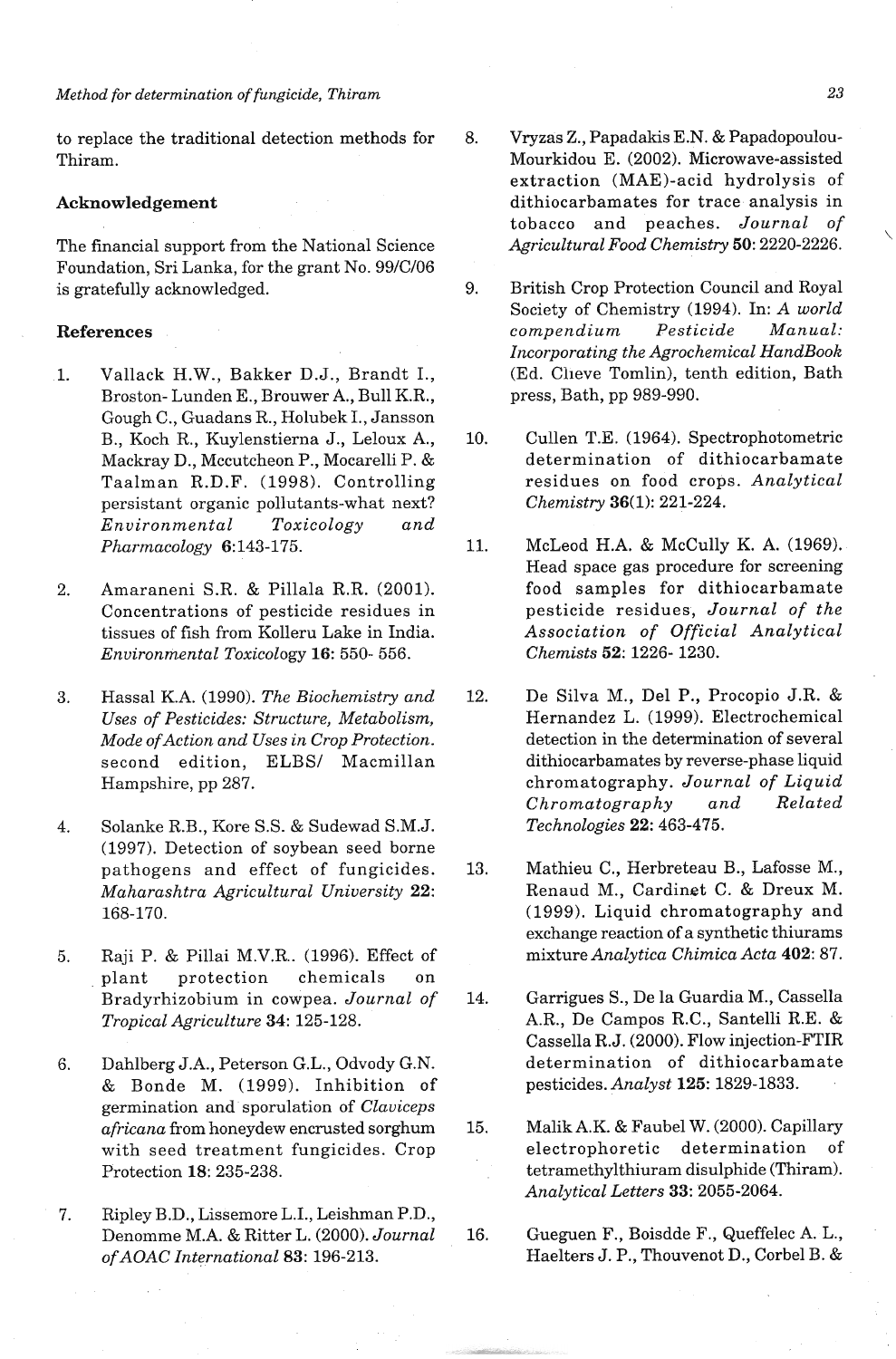to replace the traditional detection methods for Thiram.

## Acknowledgement

The financial support from the National Science Foundation, Sri Lanka, for the grant No. 99/C/06 is gratefully acknowledged.

## References

1. Vallack H.W., Bakker D.J., Brandt I., Broston- Lunden E., Brouwer A., Bull K.R., Gough C., Guadans R., Holubek I., Jansson B., Koch R., Kuylenstierna J., Leloux A., Mackray D., Mccutcheon P., Mocarelli P. & Taalman R.D.F. (1998). Controlling persistant organic pollutants-what next? *Environmental Toxicology and Pharmacology* **6**:143-175.

2. Amaraneni S.R. & Pillala R.R. (2001). Concentrations of pesticide residues in tissues of fish from Kolleru Lake in India. *Environmental Toxicology* **16**: 550- 556.

3. Hassal K.A. (1990). *The Biochemistry and Uses of Pesticides: Structure, Metabolism, Mode of Action and Uses in Crop Protection.* second edition, ELBS/ Macmillan Hampshire, pp 287.

4. Solanke R.B., Kore S.S. & Sudewad S.M.J. (1997). Detection of soybean seed borne pathogens and effect of fungicides. *Maharashtra Agricultural University* **22**: 168-170.

5. Raji P. & Pillai M.V.R.. (1996). Effect of plant protection chemicals on Bradyrhizobium in cowpea. *Journal of Tropical Agriculture* **34**: 125-128.

6. Dahlberg J.A., Peterson G.L., Odvody G.N. & Bonde M. (1999). Inhibition of germination and sporulation of *Claviceps africana* from honeydew encrusted sorghum with seed treatment fungicides. Crop Protection **18**: 235-238.

7. Ripley B.D., Lissemore L.I., Leishman P.D., Denomme M.A. & Ritter L. (2000). *Journal of AOAC International* **83**: 196-213.

8. Vryzas Z., Papadakis E.N. & Papadopoulou-Mourkidou E. (2002). Microwave-assisted extraction (MAE)-acid hydrolysis of dithiocarbamates for trace analysis in tobacco and peaches. *Journal of Agricultural Food Chemistry* **50**: 2220-2226.

9. British Crop Protection Council and Royal Society of Chemistry (1994). In: *A world compendium Pesticide Manual: Incorporating the Agrochemical HandBook* (Ed. Clieve Tomlin), tenth edition, Bath press, Bath, pp 989-990.

10. Cullen T.E. (1964). Spectrophotometric determination of dithiocarbamate residues on food crops. *Analytical Chemistry* **36**(1): 221-224.

11. McLeod H.A. & McCully K. A. (1969). Head space gas procedure for screening food samples for dithiocarbamate pesticide residues, *Journal of the Association of Official Analytical Chemists* **52**: 1226- 1230.

12. De Silva M., Del P., Procopio J.R. & Hernandez L. (1999). Electrochemical detection in the determination of several dithiocarbamates by reverse-phase liquid chromatography. *Journal of Liquid Chromatography and Related Technologies* **22**: 463-475.

13. Mathieu C., Herbreteau B., Lafosse M., Renaud M., Cardinet C. & Dreux M. (1999). Liquid chromatography and exchange reaction of a synthetic thiurams mixture *Analytica Chimica Acta* **402**: 87.

14. Garrigues S., De la Guardia M., Cassella A.R., De Campos R.C., Santelli R.E. & Cassella R.J. (2000). Flow injection-FTIR determination of dithiocarbamate pesticides. *Analyst* **125**: 1829-1833.

15. Malik A.K. & Faubel W. (2000). Capillary electrophoretic determination of tetramethylthiuram disulphide (Thiram). *Analytical Letters* **33**: 2055-2064.

16. Gueguen F., Boisdde F., Queffelec A. L., Haelters J. P., Thouvenot D., Corbel B. &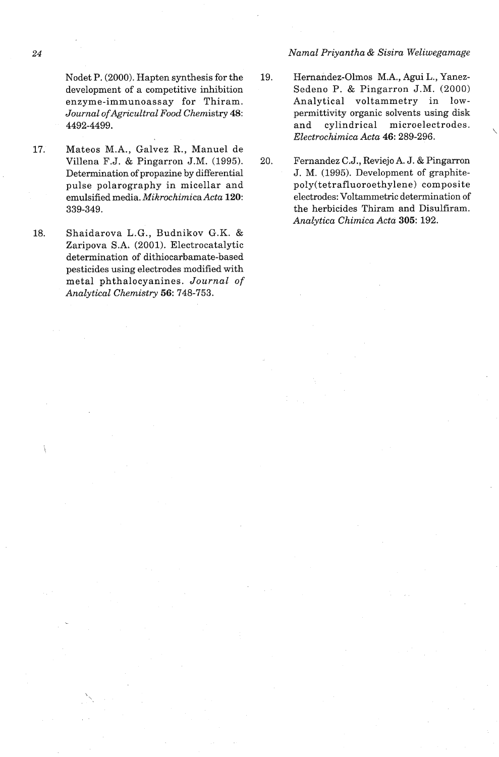Nodet P. (2000). Hapten synthesis for the development of a competitive inhibition enzyme-immunoassay for Thiram. *Journal of Agricultral Food Chemistry* **48**: 4492-4499.

17. Mateos M.A., Galvez R., Manuel de Villena F.J. & Pingarron J.M. (1995). Determination of propazine by differential pulse polarography in micellar and emulsified media. *Mikrochimica Acta* **120**: 339-349.

18. Shaidarova L.G., Budnikov G.K. & Zaripova S.A. (2001). Electrocatalytic determination of dithiocarbamate-based pesticides using electrodes modified with metal phthalocyanines. *Journal of Analytical Chemistry* **56**: 748-753.

19. Hernandez-Olmos M.A., Agui L., Yanez-Sedeno P. & Pingarron J.M. (2000) Analytical voltammetry in low-permittivity organic solvents using disk and cylindrical microelectrodes. *Electrochimica Acta* **46**: 289-296.

20. Fernandez C.J., Reviejo A. J. & Pingarron J. M. (1995). Development of graphite-poly(tetrafluoroethylene) composite electrodes: Voltammetric determination of the herbicides Thiram and Disulfiram. *Analytica Chimica Acta* **305**: 192.